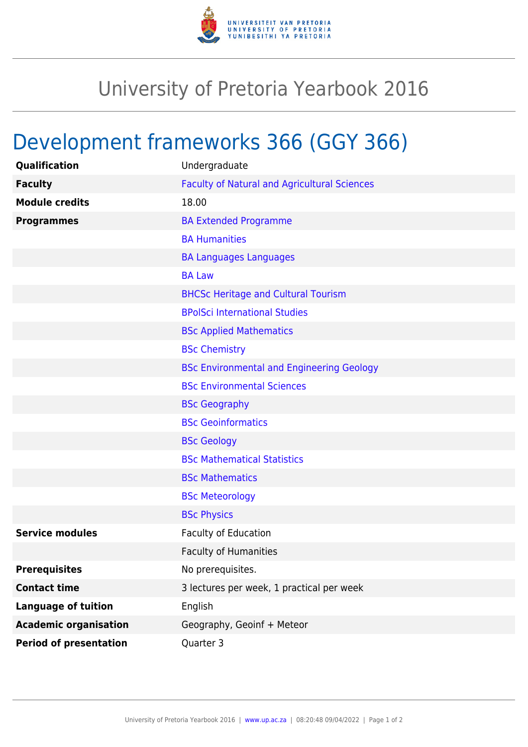# University of Pretoria Yearbook 2016

## Development frameworks 366 (GGY 366)

| | |
|---|---|
| **Qualification** | Undergraduate |
| **Faculty** | Faculty of Natural and Agricultural Sciences |
| **Module credits** | 18.00 |
| **Programmes** | BA Extended Programme |
| | BA Humanities |
| | BA Languages Languages |
| | BA Law |
| | BHCSc Heritage and Cultural Tourism |
| | BPolSci International Studies |
| | BSc Applied Mathematics |
| | BSc Chemistry |
| | BSc Environmental and Engineering Geology |
| | BSc Environmental Sciences |
| | BSc Geography |
| | BSc Geoinformatics |
| | BSc Geology |
| | BSc Mathematical Statistics |
| | BSc Mathematics |
| | BSc Meteorology |
| | BSc Physics |
| **Service modules** | Faculty of Education |
| | Faculty of Humanities |
| **Prerequisites** | No prerequisites. |
| **Contact time** | 3 lectures per week, 1 practical per week |
| **Language of tuition** | English |
| **Academic organisation** | Geography, Geoinf + Meteor |
| **Period of presentation** | Quarter 3 |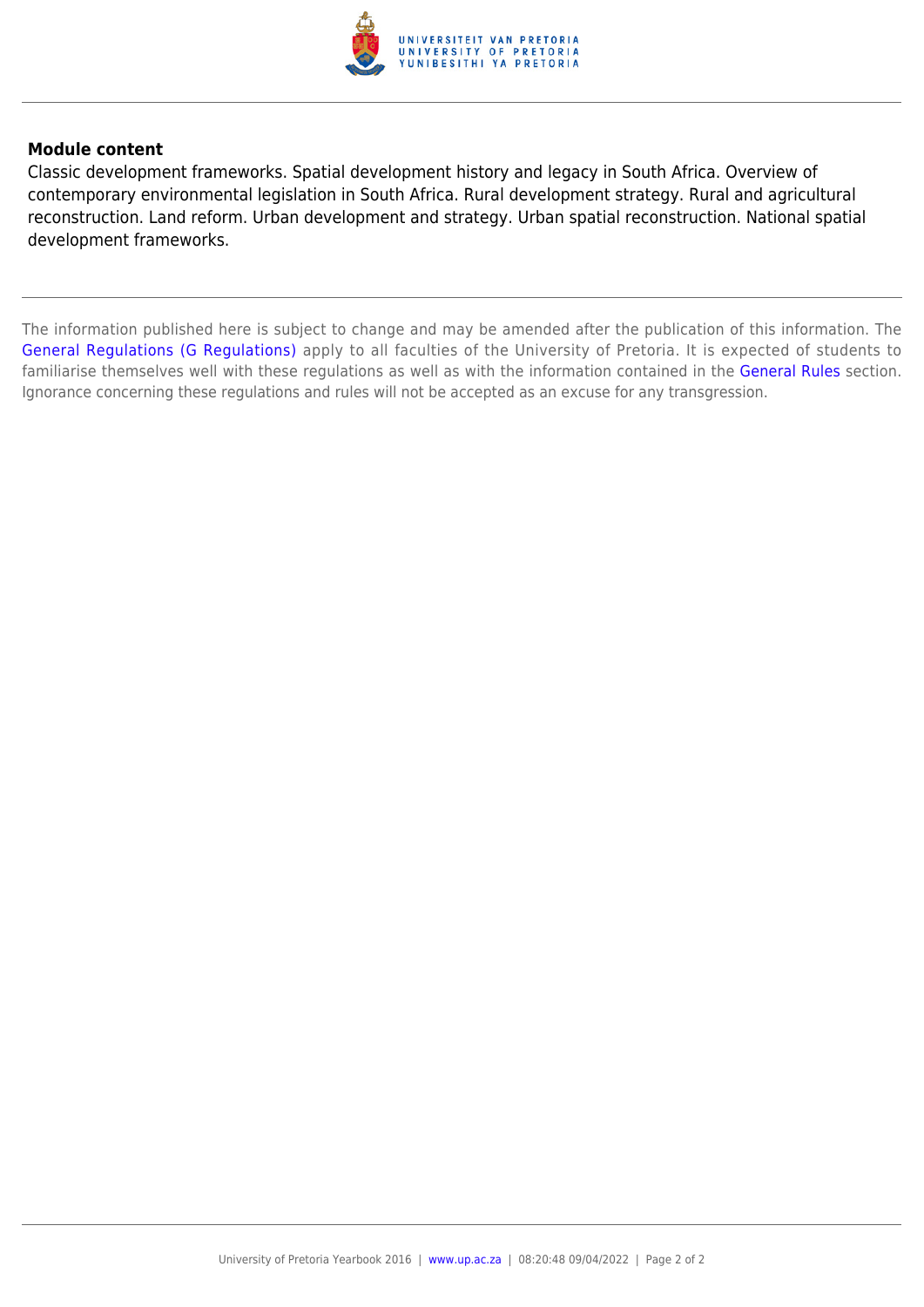**Module content**

Classic development frameworks. Spatial development history and legacy in South Africa. Overview of contemporary environmental legislation in South Africa. Rural development strategy. Rural and agricultural reconstruction. Land reform. Urban development and strategy. Urban spatial reconstruction. National spatial development frameworks.

The information published here is subject to change and may be amended after the publication of this information. The General Regulations (G Regulations) apply to all faculties of the University of Pretoria. It is expected of students to familiarise themselves well with these regulations as well as with the information contained in the General Rules section. Ignorance concerning these regulations and rules will not be accepted as an excuse for any transgression.